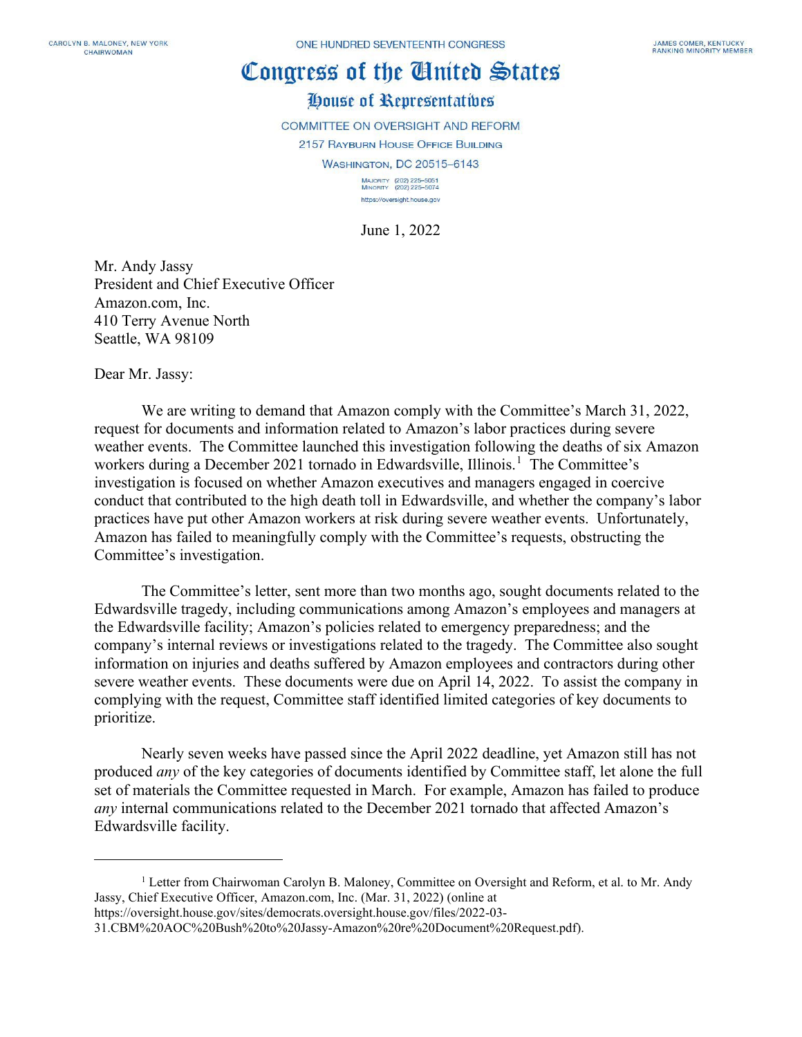CAROLYN B. MALONEY, NEW YORK
CHAIRWOMAN

ONE HUNDRED SEVENTEENTH CONGRESS

JAMES COMER, KENTUCKY
RANKING MINORITY MEMBER

# Congress of the United States

## House of Representatives

COMMITTEE ON OVERSIGHT AND REFORM
2157 RAYBURN HOUSE OFFICE BUILDING
WASHINGTON, DC 20515–6143

MAJORITY (202) 225–5051
MINORITY (202) 225–5074
https://oversight.house.gov

June 1, 2022

Mr. Andy Jassy
President and Chief Executive Officer
Amazon.com, Inc.
410 Terry Avenue North
Seattle, WA 98109

Dear Mr. Jassy:

We are writing to demand that Amazon comply with the Committee's March 31, 2022, request for documents and information related to Amazon's labor practices during severe weather events. The Committee launched this investigation following the deaths of six Amazon workers during a December 2021 tornado in Edwardsville, Illinois.[1] The Committee's investigation is focused on whether Amazon executives and managers engaged in coercive conduct that contributed to the high death toll in Edwardsville, and whether the company's labor practices have put other Amazon workers at risk during severe weather events. Unfortunately, Amazon has failed to meaningfully comply with the Committee's requests, obstructing the Committee's investigation.

The Committee's letter, sent more than two months ago, sought documents related to the Edwardsville tragedy, including communications among Amazon's employees and managers at the Edwardsville facility; Amazon's policies related to emergency preparedness; and the company's internal reviews or investigations related to the tragedy. The Committee also sought information on injuries and deaths suffered by Amazon employees and contractors during other severe weather events. These documents were due on April 14, 2022. To assist the company in complying with the request, Committee staff identified limited categories of key documents to prioritize.

Nearly seven weeks have passed since the April 2022 deadline, yet Amazon still has not produced *any* of the key categories of documents identified by Committee staff, let alone the full set of materials the Committee requested in March. For example, Amazon has failed to produce *any* internal communications related to the December 2021 tornado that affected Amazon's Edwardsville facility.

---

[1] Letter from Chairwoman Carolyn B. Maloney, Committee on Oversight and Reform, et al. to Mr. Andy Jassy, Chief Executive Officer, Amazon.com, Inc. (Mar. 31, 2022) (online at https://oversight.house.gov/sites/democrats.oversight.house.gov/files/2022-03-31.CBM%20AOC%20Bush%20to%20Jassy-Amazon%20re%20Document%20Request.pdf).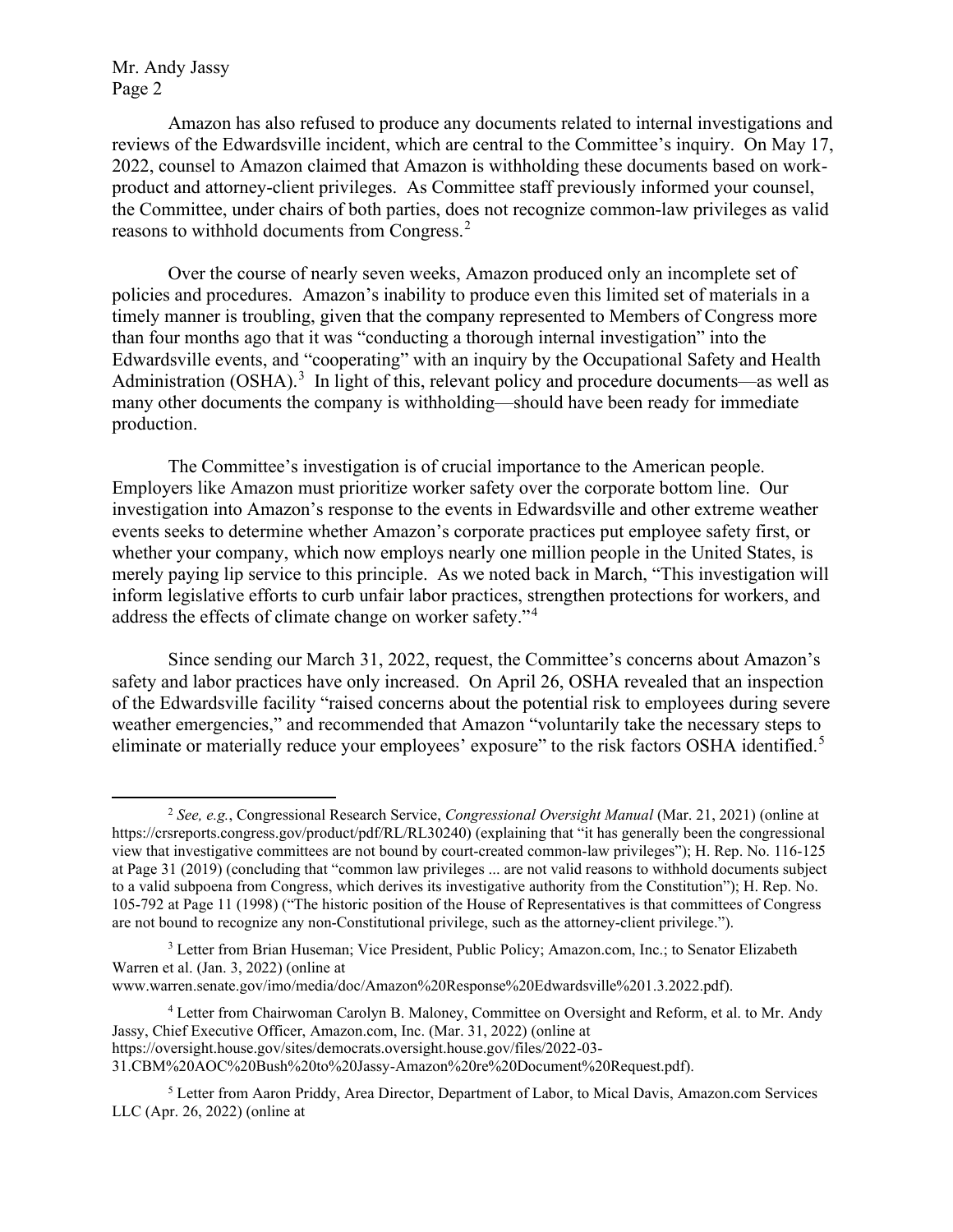Amazon has also refused to produce any documents related to internal investigations and reviews of the Edwardsville incident, which are central to the Committee's inquiry. On May 17, 2022, counsel to Amazon claimed that Amazon is withholding these documents based on work-product and attorney-client privileges. As Committee staff previously informed your counsel, the Committee, under chairs of both parties, does not recognize common-law privileges as valid reasons to withhold documents from Congress.[2]

Over the course of nearly seven weeks, Amazon produced only an incomplete set of policies and procedures. Amazon's inability to produce even this limited set of materials in a timely manner is troubling, given that the company represented to Members of Congress more than four months ago that it was "conducting a thorough internal investigation" into the Edwardsville events, and "cooperating" with an inquiry by the Occupational Safety and Health Administration (OSHA).[3] In light of this, relevant policy and procedure documents—as well as many other documents the company is withholding—should have been ready for immediate production.

The Committee's investigation is of crucial importance to the American people. Employers like Amazon must prioritize worker safety over the corporate bottom line. Our investigation into Amazon's response to the events in Edwardsville and other extreme weather events seeks to determine whether Amazon's corporate practices put employee safety first, or whether your company, which now employs nearly one million people in the United States, is merely paying lip service to this principle. As we noted back in March, "This investigation will inform legislative efforts to curb unfair labor practices, strengthen protections for workers, and address the effects of climate change on worker safety."[4]

Since sending our March 31, 2022, request, the Committee's concerns about Amazon's safety and labor practices have only increased. On April 26, OSHA revealed that an inspection of the Edwardsville facility "raised concerns about the potential risk to employees during severe weather emergencies," and recommended that Amazon "voluntarily take the necessary steps to eliminate or materially reduce your employees' exposure" to the risk factors OSHA identified.[5]

---

[2] *See, e.g.*, Congressional Research Service, *Congressional Oversight Manual* (Mar. 21, 2021) (online at https://crsreports.congress.gov/product/pdf/RL/RL30240) (explaining that "it has generally been the congressional view that investigative committees are not bound by court-created common-law privileges"); H. Rep. No. 116-125 at Page 31 (2019) (concluding that "common law privileges ... are not valid reasons to withhold documents subject to a valid subpoena from Congress, which derives its investigative authority from the Constitution"); H. Rep. No. 105-792 at Page 11 (1998) ("The historic position of the House of Representatives is that committees of Congress are not bound to recognize any non-Constitutional privilege, such as the attorney-client privilege.").

[3] Letter from Brian Huseman; Vice President, Public Policy; Amazon.com, Inc.; to Senator Elizabeth Warren et al. (Jan. 3, 2022) (online at www.warren.senate.gov/imo/media/doc/Amazon%20Response%20Edwardsville%201.3.2022.pdf).

[4] Letter from Chairwoman Carolyn B. Maloney, Committee on Oversight and Reform, et al. to Mr. Andy Jassy, Chief Executive Officer, Amazon.com, Inc. (Mar. 31, 2022) (online at https://oversight.house.gov/sites/democrats.oversight.house.gov/files/2022-03-31.CBM%20AOC%20Bush%20to%20Jassy-Amazon%20re%20Document%20Request.pdf).

[5] Letter from Aaron Priddy, Area Director, Department of Labor, to Mical Davis, Amazon.com Services LLC (Apr. 26, 2022) (online at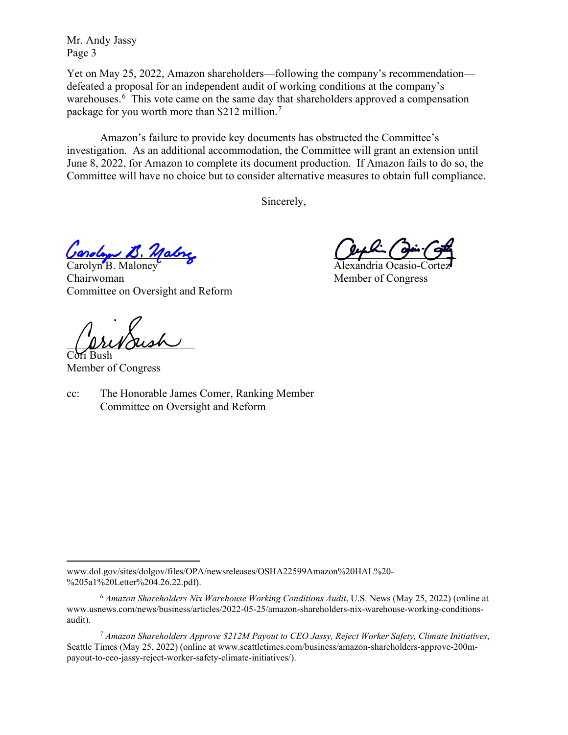Mr. Andy Jassy

Yet on May 25, 2022, Amazon shareholders—following the company's recommendation—defeated a proposal for an independent audit of working conditions at the company's warehouses.[6] This vote came on the same day that shareholders approved a compensation package for you worth more than $212 million.[7]

Amazon's failure to provide key documents has obstructed the Committee's investigation. As an additional accommodation, the Committee will grant an extension until June 8, 2022, for Amazon to complete its document production. If Amazon fails to do so, the Committee will have no choice but to consider alternative measures to obtain full compliance.

Sincerely,

Carolyn B. Maloney
Chairwoman
Committee on Oversight and Reform

Alexandria Ocasio-Cortez
Member of Congress

Cori Bush
Member of Congress

cc: The Honorable James Comer, Ranking Member
Committee on Oversight and Reform

---

www.dol.gov/sites/dolgov/files/OPA/newsreleases/OSHA22599Amazon%20HAL%20-%205a1%20Letter%204.26.22.pdf).

[6] *Amazon Shareholders Nix Warehouse Working Conditions Audit*, U.S. News (May 25, 2022) (online at www.usnews.com/news/business/articles/2022-05-25/amazon-shareholders-nix-warehouse-working-conditions-audit).

[7] *Amazon Shareholders Approve $212M Payout to CEO Jassy, Reject Worker Safety, Climate Initiatives*, Seattle Times (May 25, 2022) (online at www.seattletimes.com/business/amazon-shareholders-approve-200m-payout-to-ceo-jassy-reject-worker-safety-climate-initiatives/).